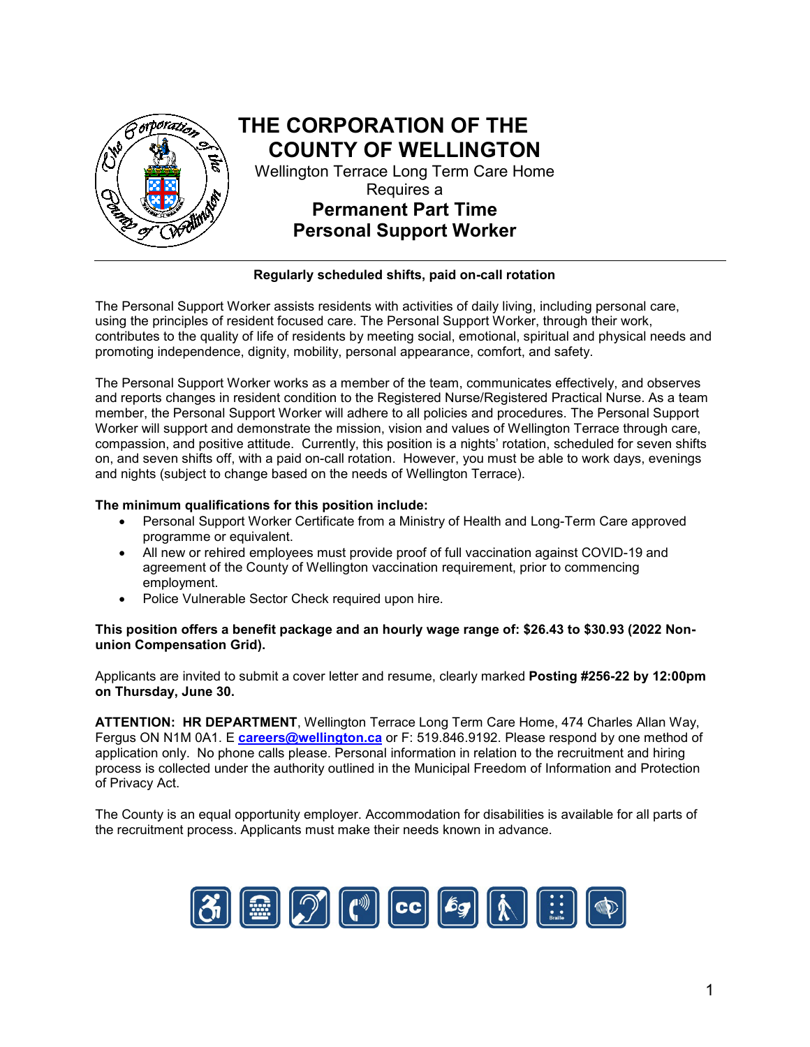# THE CORPORATION OF THE COUNTY OF WELLINGTON

Wellington Terrace Long Term Care Home
Requires a

## Permanent Part Time Personal Support Worker

**Regularly scheduled shifts, paid on-call rotation**

The Personal Support Worker assists residents with activities of daily living, including personal care, using the principles of resident focused care. The Personal Support Worker, through their work, contributes to the quality of life of residents by meeting social, emotional, spiritual and physical needs and promoting independence, dignity, mobility, personal appearance, comfort, and safety.

The Personal Support Worker works as a member of the team, communicates effectively, and observes and reports changes in resident condition to the Registered Nurse/Registered Practical Nurse. As a team member, the Personal Support Worker will adhere to all policies and procedures. The Personal Support Worker will support and demonstrate the mission, vision and values of Wellington Terrace through care, compassion, and positive attitude. Currently, this position is a nights' rotation, scheduled for seven shifts on, and seven shifts off, with a paid on-call rotation. However, you must be able to work days, evenings and nights (subject to change based on the needs of Wellington Terrace).

**The minimum qualifications for this position include:**

- Personal Support Worker Certificate from a Ministry of Health and Long-Term Care approved programme or equivalent.
- All new or rehired employees must provide proof of full vaccination against COVID-19 and agreement of the County of Wellington vaccination requirement, prior to commencing employment.
- Police Vulnerable Sector Check required upon hire.

**This position offers a benefit package and an hourly wage range of: $26.43 to $30.93 (2022 Non-union Compensation Grid).**

Applicants are invited to submit a cover letter and resume, clearly marked **Posting #256-22 by 12:00pm on Thursday, June 30.**

**ATTENTION: HR DEPARTMENT**, Wellington Terrace Long Term Care Home, 474 Charles Allan Way, Fergus ON N1M 0A1. E **careers@wellington.ca** or F: 519.846.9192. Please respond by one method of application only. No phone calls please. Personal information in relation to the recruitment and hiring process is collected under the authority outlined in the Municipal Freedom of Information and Protection of Privacy Act.

The County is an equal opportunity employer. Accommodation for disabilities is available for all parts of the recruitment process. Applicants must make their needs known in advance.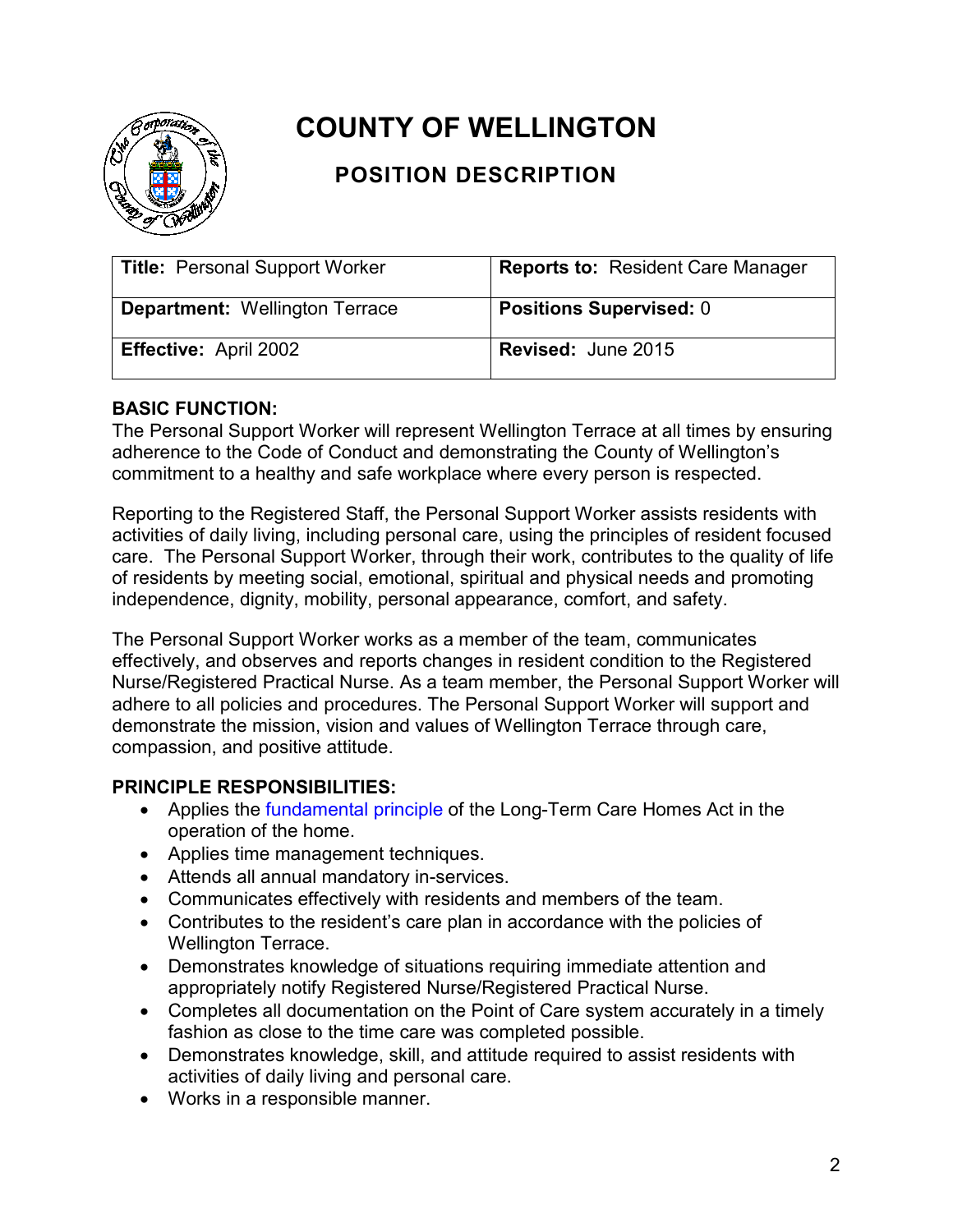# COUNTY OF WELLINGTON

## POSITION DESCRIPTION

| **Title:** Personal Support Worker | **Reports to:** Resident Care Manager |
|---|---|
| **Department:** Wellington Terrace | **Positions Supervised:** 0 |
| **Effective:** April 2002 | **Revised:** June 2015 |

**BASIC FUNCTION:**

The Personal Support Worker will represent Wellington Terrace at all times by ensuring adherence to the Code of Conduct and demonstrating the County of Wellington's commitment to a healthy and safe workplace where every person is respected.

Reporting to the Registered Staff, the Personal Support Worker assists residents with activities of daily living, including personal care, using the principles of resident focused care. The Personal Support Worker, through their work, contributes to the quality of life of residents by meeting social, emotional, spiritual and physical needs and promoting independence, dignity, mobility, personal appearance, comfort, and safety.

The Personal Support Worker works as a member of the team, communicates effectively, and observes and reports changes in resident condition to the Registered Nurse/Registered Practical Nurse. As a team member, the Personal Support Worker will adhere to all policies and procedures. The Personal Support Worker will support and demonstrate the mission, vision and values of Wellington Terrace through care, compassion, and positive attitude.

**PRINCIPLE RESPONSIBILITIES:**

- Applies the fundamental principle of the Long-Term Care Homes Act in the operation of the home.
- Applies time management techniques.
- Attends all annual mandatory in-services.
- Communicates effectively with residents and members of the team.
- Contributes to the resident's care plan in accordance with the policies of Wellington Terrace.
- Demonstrates knowledge of situations requiring immediate attention and appropriately notify Registered Nurse/Registered Practical Nurse.
- Completes all documentation on the Point of Care system accurately in a timely fashion as close to the time care was completed possible.
- Demonstrates knowledge, skill, and attitude required to assist residents with activities of daily living and personal care.
- Works in a responsible manner.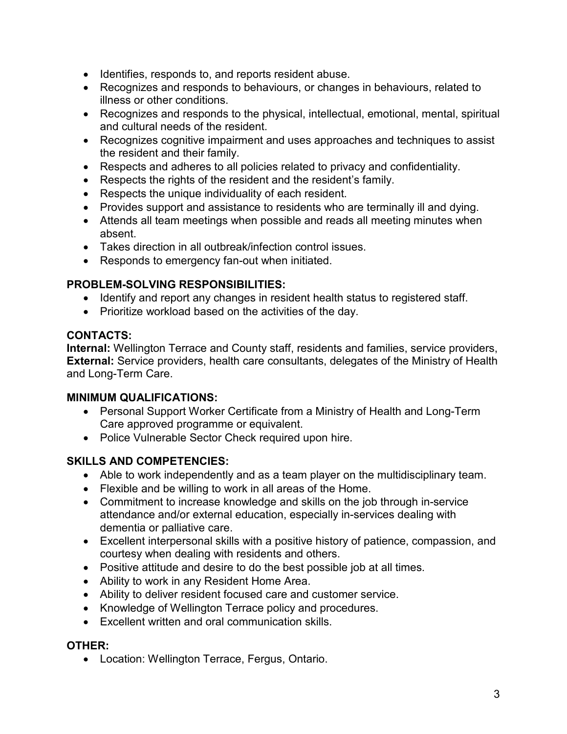- Identifies, responds to, and reports resident abuse.
- Recognizes and responds to behaviours, or changes in behaviours, related to illness or other conditions.
- Recognizes and responds to the physical, intellectual, emotional, mental, spiritual and cultural needs of the resident.
- Recognizes cognitive impairment and uses approaches and techniques to assist the resident and their family.
- Respects and adheres to all policies related to privacy and confidentiality.
- Respects the rights of the resident and the resident's family.
- Respects the unique individuality of each resident.
- Provides support and assistance to residents who are terminally ill and dying.
- Attends all team meetings when possible and reads all meeting minutes when absent.
- Takes direction in all outbreak/infection control issues.
- Responds to emergency fan-out when initiated.

## PROBLEM-SOLVING RESPONSIBILITIES:

- Identify and report any changes in resident health status to registered staff.
- Prioritize workload based on the activities of the day.

## CONTACTS:

**Internal:** Wellington Terrace and County staff, residents and families, service providers,
**External:** Service providers, health care consultants, delegates of the Ministry of Health and Long-Term Care.

## MINIMUM QUALIFICATIONS:

- Personal Support Worker Certificate from a Ministry of Health and Long-Term Care approved programme or equivalent.
- Police Vulnerable Sector Check required upon hire.

## SKILLS AND COMPETENCIES:

- Able to work independently and as a team player on the multidisciplinary team.
- Flexible and be willing to work in all areas of the Home.
- Commitment to increase knowledge and skills on the job through in-service attendance and/or external education, especially in-services dealing with dementia or palliative care.
- Excellent interpersonal skills with a positive history of patience, compassion, and courtesy when dealing with residents and others.
- Positive attitude and desire to do the best possible job at all times.
- Ability to work in any Resident Home Area.
- Ability to deliver resident focused care and customer service.
- Knowledge of Wellington Terrace policy and procedures.
- Excellent written and oral communication skills.

## OTHER:

- Location: Wellington Terrace, Fergus, Ontario.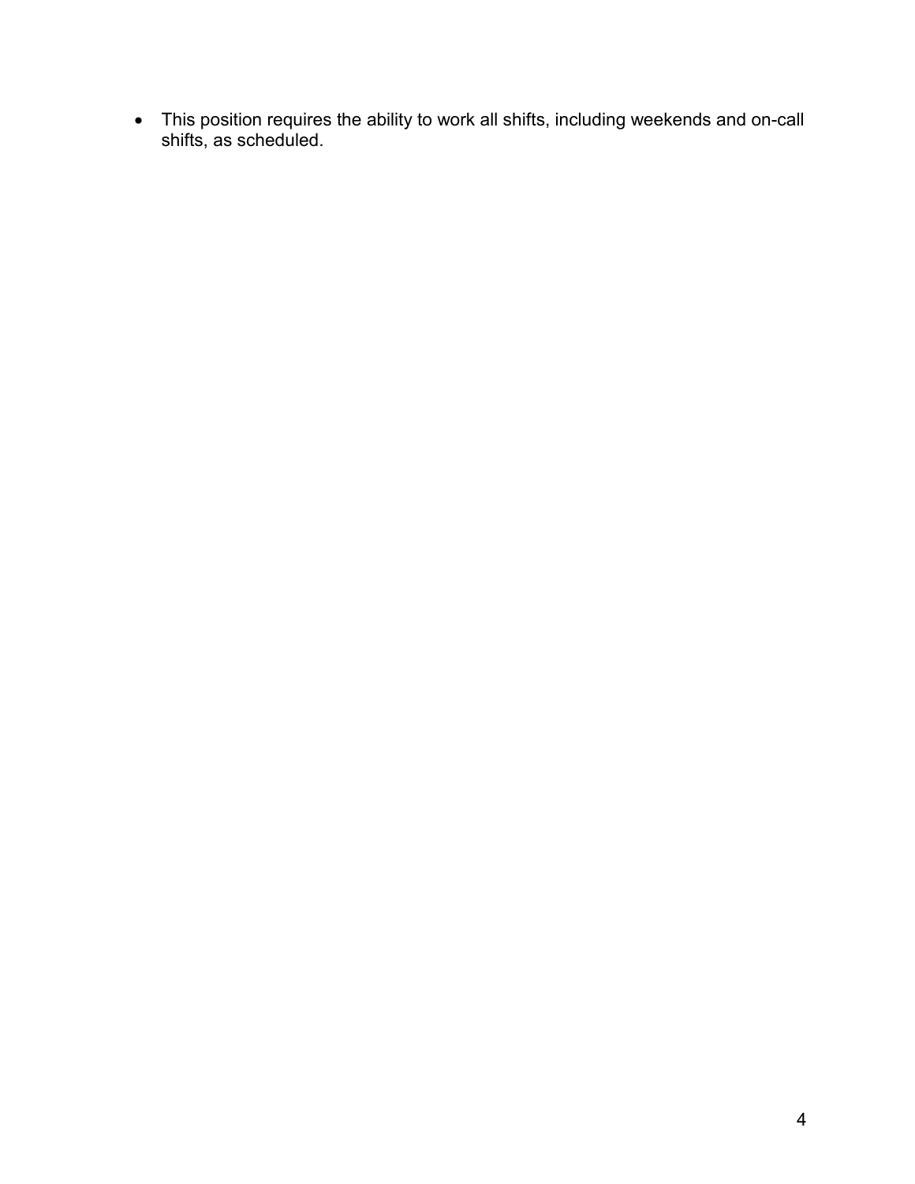- This position requires the ability to work all shifts, including weekends and on-call shifts, as scheduled.